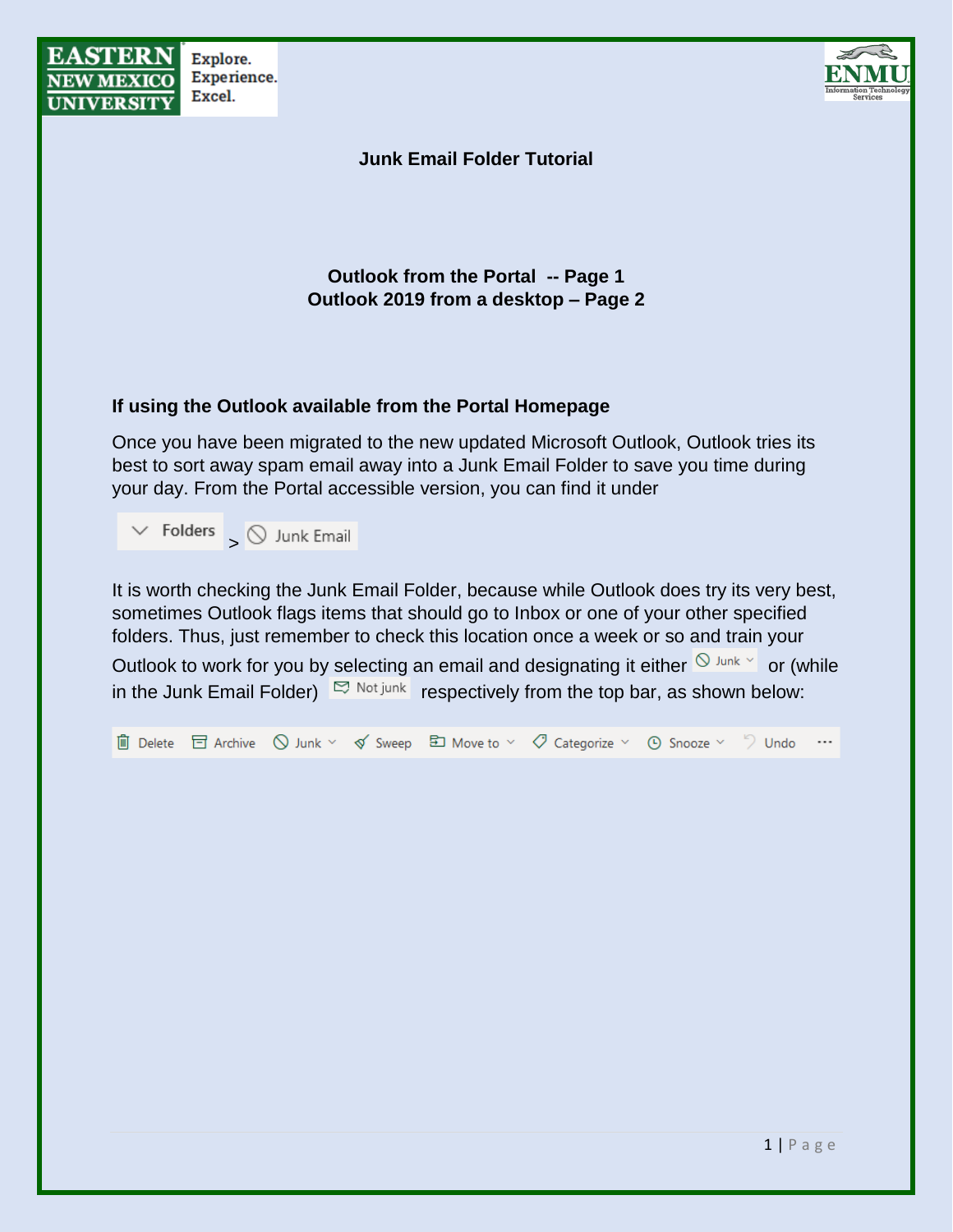# Junk Email Folder Tutorial

**Outlook from the Portal -- Page 1**
**Outlook 2019 from a desktop – Page 2**

## If using the Outlook available from the Portal Homepage

Once you have been migrated to the new updated Microsoft Outlook, Outlook tries its best to sort away spam email away into a Junk Email Folder to save you time during your day. From the Portal accessible version, you can find it under

Folders > Junk Email

It is worth checking the Junk Email Folder, because while Outlook does try its very best, sometimes Outlook flags items that should go to Inbox or one of your other specified folders. Thus, just remember to check this location once a week or so and train your Outlook to work for you by selecting an email and designating it either Junk or (while in the Junk Email Folder) Not junk respectively from the top bar, as shown below:

Delete | Archive | Junk | Sweep | Move to | Categorize | Snooze | Undo | ...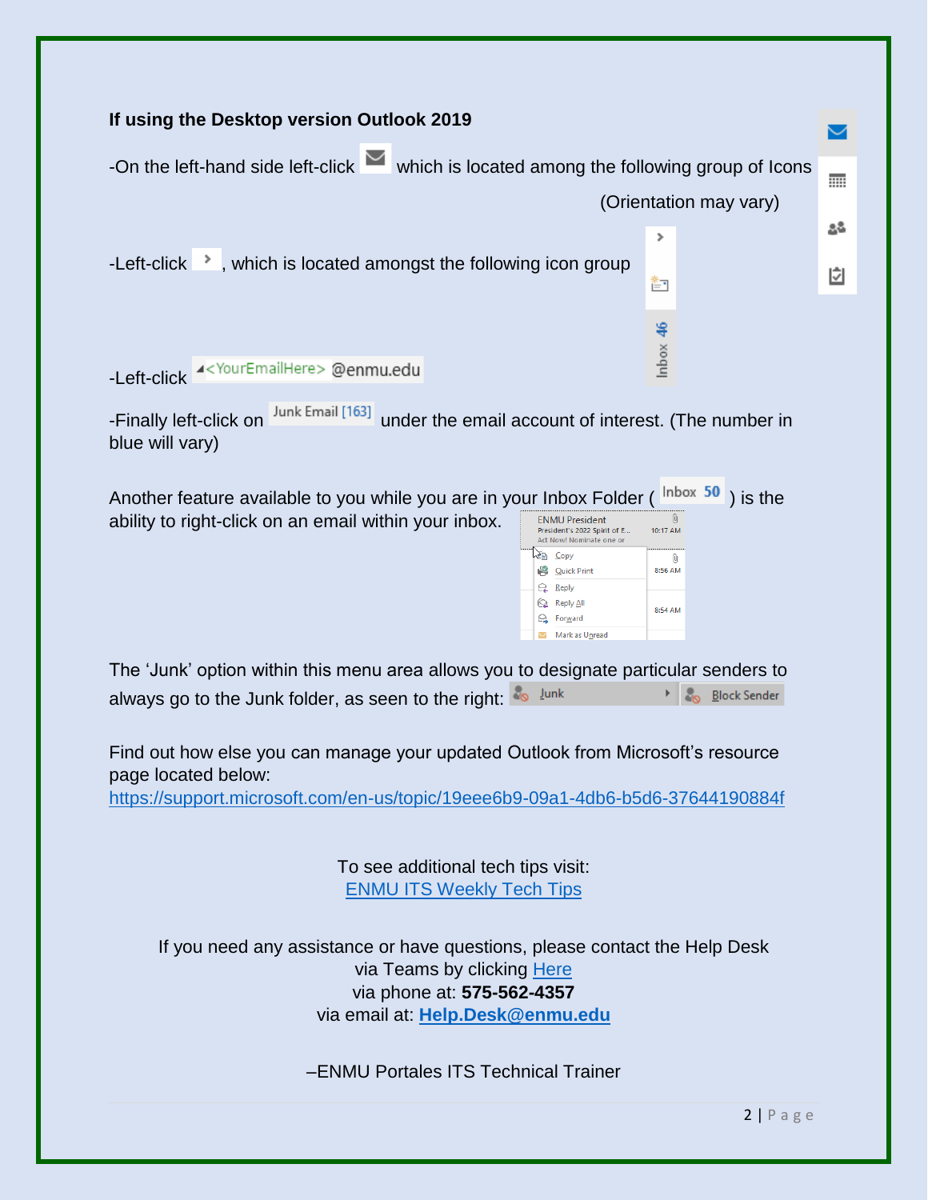**If using the Desktop version Outlook 2019**

-On the left-hand side left-click which is located among the following group of Icons (Orientation may vary)

-Left-click , which is located amongst the following icon group

-Left-click <YourEmailHere> @enmu.edu

-Finally left-click on Junk Email [163] under the email account of interest. (The number in blue will vary)

Another feature available to you while you are in your Inbox Folder ( Inbox 50 ) is the ability to right-click on an email within your inbox.

The 'Junk' option within this menu area allows you to designate particular senders to always go to the Junk folder, as seen to the right: Junk Block Sender

Find out how else you can manage your updated Outlook from Microsoft's resource page located below:
[https://support.microsoft.com/en-us/topic/19eee6b9-09a1-4db6-b5d6-37644190884f](https://support.microsoft.com/en-us/topic/19eee6b9-09a1-4db6-b5d6-37644190884f)

To see additional tech tips visit:
[ENMU ITS Weekly Tech Tips]()

If you need any assistance or have questions, please contact the Help Desk
via Teams by clicking [Here]()
via phone at: **575-562-4357**
via email at: **[Help.Desk@enmu.edu](mailto:Help.Desk@enmu.edu)**

–ENMU Portales ITS Technical Trainer